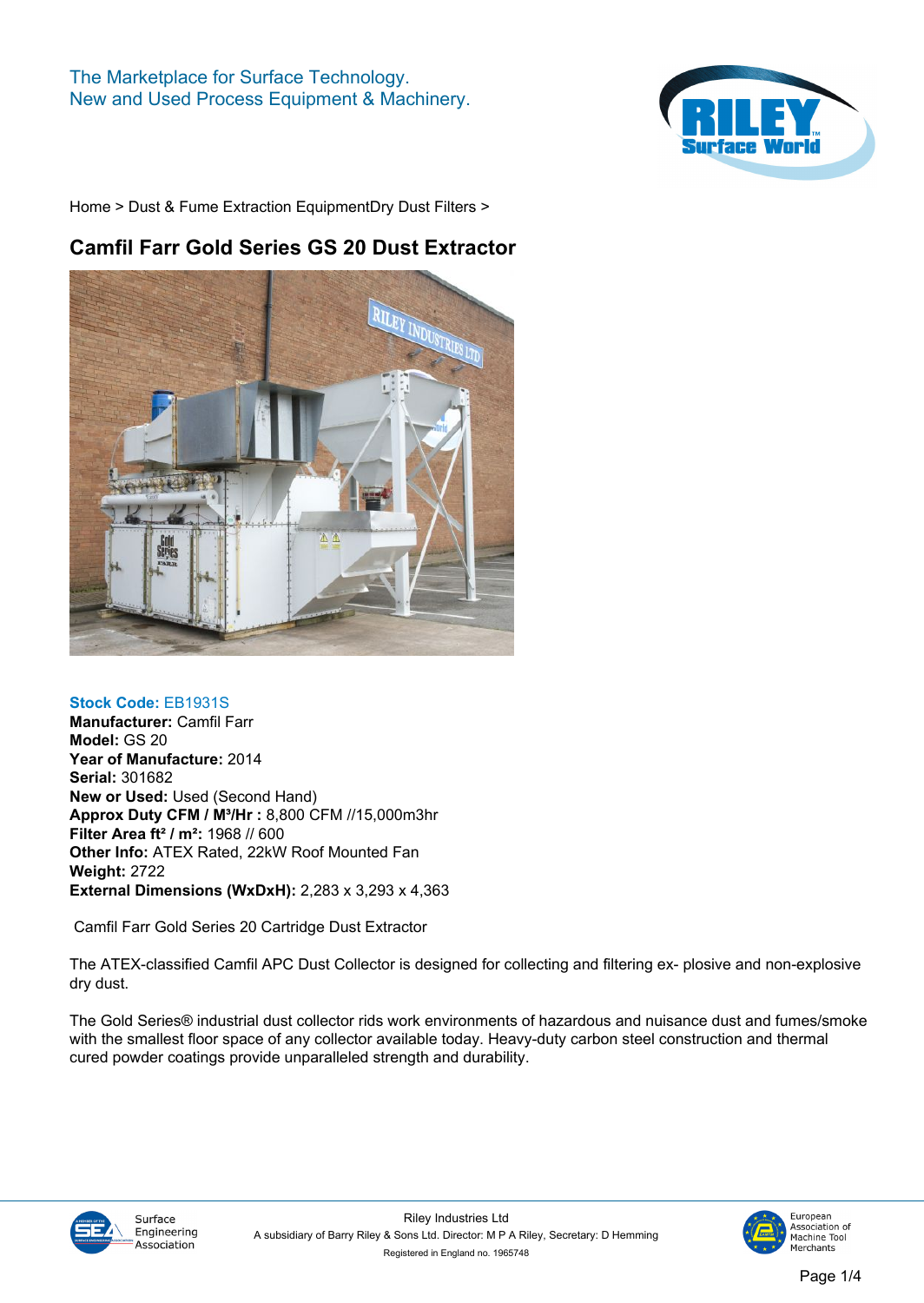The Marketplace for Surface Technology.
New and Used Process Equipment & Machinery.

Home > Dust & Fume Extraction EquipmentDry Dust Filters >

# Camfil Farr Gold Series GS 20 Dust Extractor

**Stock Code:** EB1931S
**Manufacturer:** Camfil Farr
**Model:** GS 20
**Year of Manufacture:** 2014
**Serial:** 301682
**New or Used:** Used (Second Hand)
**Approx Duty CFM / M³/Hr :** 8,800 CFM //15,000m3hr
**Filter Area ft² / m²:** 1968 // 600
**Other Info:** ATEX Rated, 22kW Roof Mounted Fan
**Weight:** 2722
**External Dimensions (WxDxH):** 2,283 x 3,293 x 4,363

Camfil Farr Gold Series 20 Cartridge Dust Extractor

The ATEX-classified Camfil APC Dust Collector is designed for collecting and filtering ex- plosive and non-explosive dry dust.

The Gold Series® industrial dust collector rids work environments of hazardous and nuisance dust and fumes/smoke with the smallest floor space of any collector available today. Heavy-duty carbon steel construction and thermal cured powder coatings provide unparalleled strength and durability.

Riley Industries Ltd
A subsidiary of Barry Riley & Sons Ltd. Director: M P A Riley, Secretary: D Hemming
Registered in England no. 1965748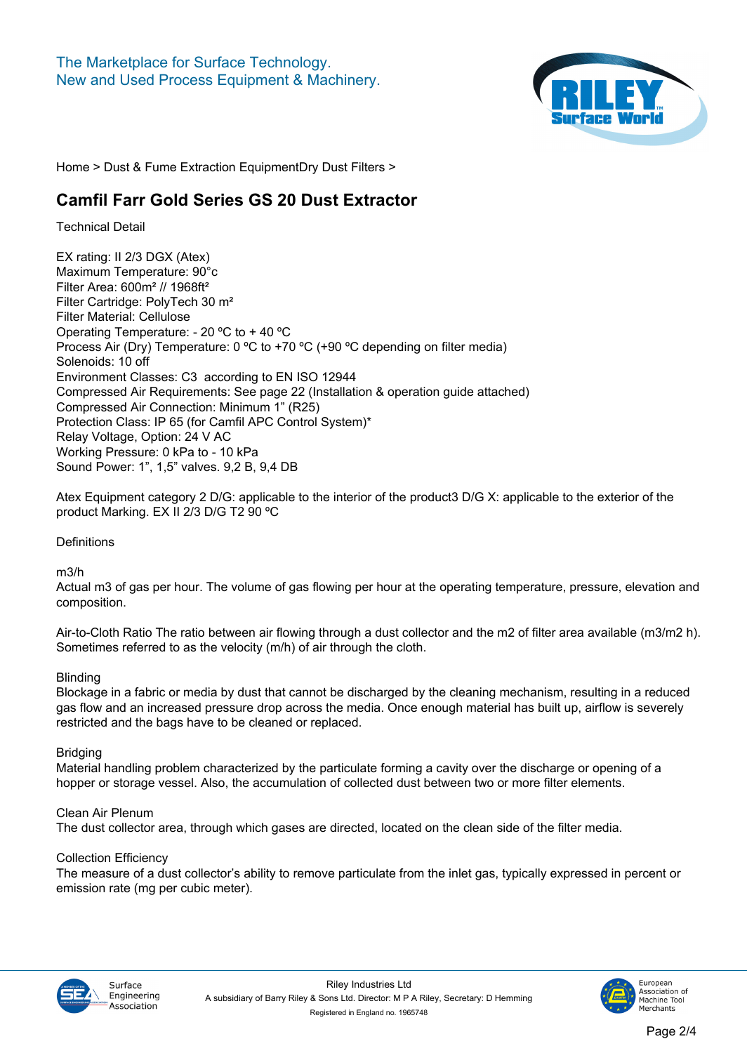The Marketplace for Surface Technology.
New and Used Process Equipment & Machinery.

Home > Dust & Fume Extraction EquipmentDry Dust Filters >

## Camfil Farr Gold Series GS 20 Dust Extractor

Technical Detail

EX rating: II 2/3 DGX (Atex)
Maximum Temperature: 90°c
Filter Area: 600m² // 1968ft²
Filter Cartridge: PolyTech 30 m²
Filter Material: Cellulose
Operating Temperature: - 20 ºC to + 40 ºC
Process Air (Dry) Temperature: 0 ºC to +70 ºC (+90 ºC depending on filter media)
Solenoids: 10 off
Environment Classes: C3 according to EN ISO 12944
Compressed Air Requirements: See page 22 (Installation & operation guide attached)
Compressed Air Connection: Minimum 1" (R25)
Protection Class: IP 65 (for Camfil APC Control System)*
Relay Voltage, Option: 24 V AC
Working Pressure: 0 kPa to - 10 kPa
Sound Power: 1", 1,5" valves. 9,2 B, 9,4 DB

Atex Equipment category 2 D/G: applicable to the interior of the product3 D/G X: applicable to the exterior of the product Marking. EX II 2/3 D/G T2 90 ºC

Definitions

m3/h
Actual m3 of gas per hour. The volume of gas flowing per hour at the operating temperature, pressure, elevation and composition.

Air-to-Cloth Ratio The ratio between air flowing through a dust collector and the m2 of filter area available (m3/m2 h). Sometimes referred to as the velocity (m/h) of air through the cloth.

Blinding
Blockage in a fabric or media by dust that cannot be discharged by the cleaning mechanism, resulting in a reduced gas flow and an increased pressure drop across the media. Once enough material has built up, airflow is severely restricted and the bags have to be cleaned or replaced.

Bridging
Material handling problem characterized by the particulate forming a cavity over the discharge or opening of a hopper or storage vessel. Also, the accumulation of collected dust between two or more filter elements.

Clean Air Plenum
The dust collector area, through which gases are directed, located on the clean side of the filter media.

Collection Efficiency
The measure of a dust collector's ability to remove particulate from the inlet gas, typically expressed in percent or emission rate (mg per cubic meter).

Riley Industries Ltd
A subsidiary of Barry Riley & Sons Ltd. Director: M P A Riley, Secretary: D Hemming
Registered in England no. 1965748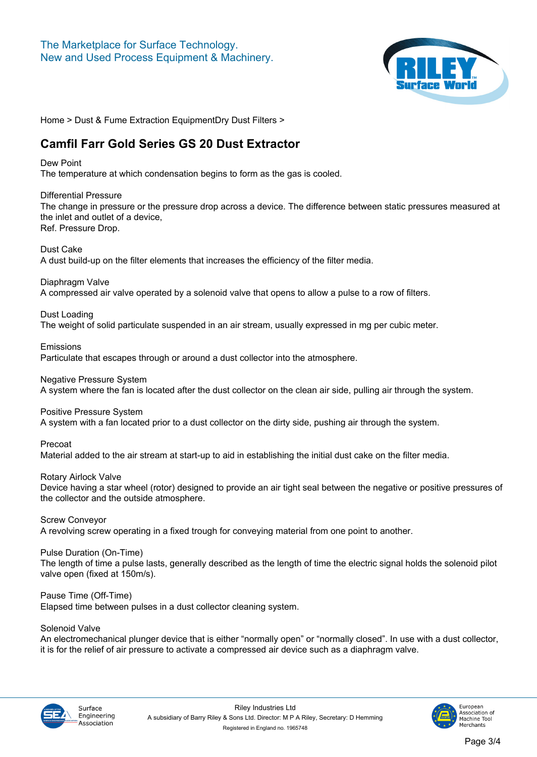The Marketplace for Surface Technology.
New and Used Process Equipment & Machinery.

Home > Dust & Fume Extraction EquipmentDry Dust Filters >

## Camfil Farr Gold Series GS 20 Dust Extractor

Dew Point
The temperature at which condensation begins to form as the gas is cooled.

Differential Pressure
The change in pressure or the pressure drop across a device. The difference between static pressures measured at the inlet and outlet of a device,
Ref. Pressure Drop.

Dust Cake
A dust build-up on the filter elements that increases the efficiency of the filter media.

Diaphragm Valve
A compressed air valve operated by a solenoid valve that opens to allow a pulse to a row of filters.

Dust Loading
The weight of solid particulate suspended in an air stream, usually expressed in mg per cubic meter.

Emissions
Particulate that escapes through or around a dust collector into the atmosphere.

Negative Pressure System
A system where the fan is located after the dust collector on the clean air side, pulling air through the system.

Positive Pressure System
A system with a fan located prior to a dust collector on the dirty side, pushing air through the system.

Precoat
Material added to the air stream at start-up to aid in establishing the initial dust cake on the filter media.

Rotary Airlock Valve
Device having a star wheel (rotor) designed to provide an air tight seal between the negative or positive pressures of the collector and the outside atmosphere.

Screw Conveyor
A revolving screw operating in a fixed trough for conveying material from one point to another.

Pulse Duration (On-Time)
The length of time a pulse lasts, generally described as the length of time the electric signal holds the solenoid pilot valve open (fixed at 150m/s).

Pause Time (Off-Time)
Elapsed time between pulses in a dust collector cleaning system.

Solenoid Valve
An electromechanical plunger device that is either “normally open” or “normally closed”. In use with a dust collector, it is for the relief of air pressure to activate a compressed air device such as a diaphragm valve.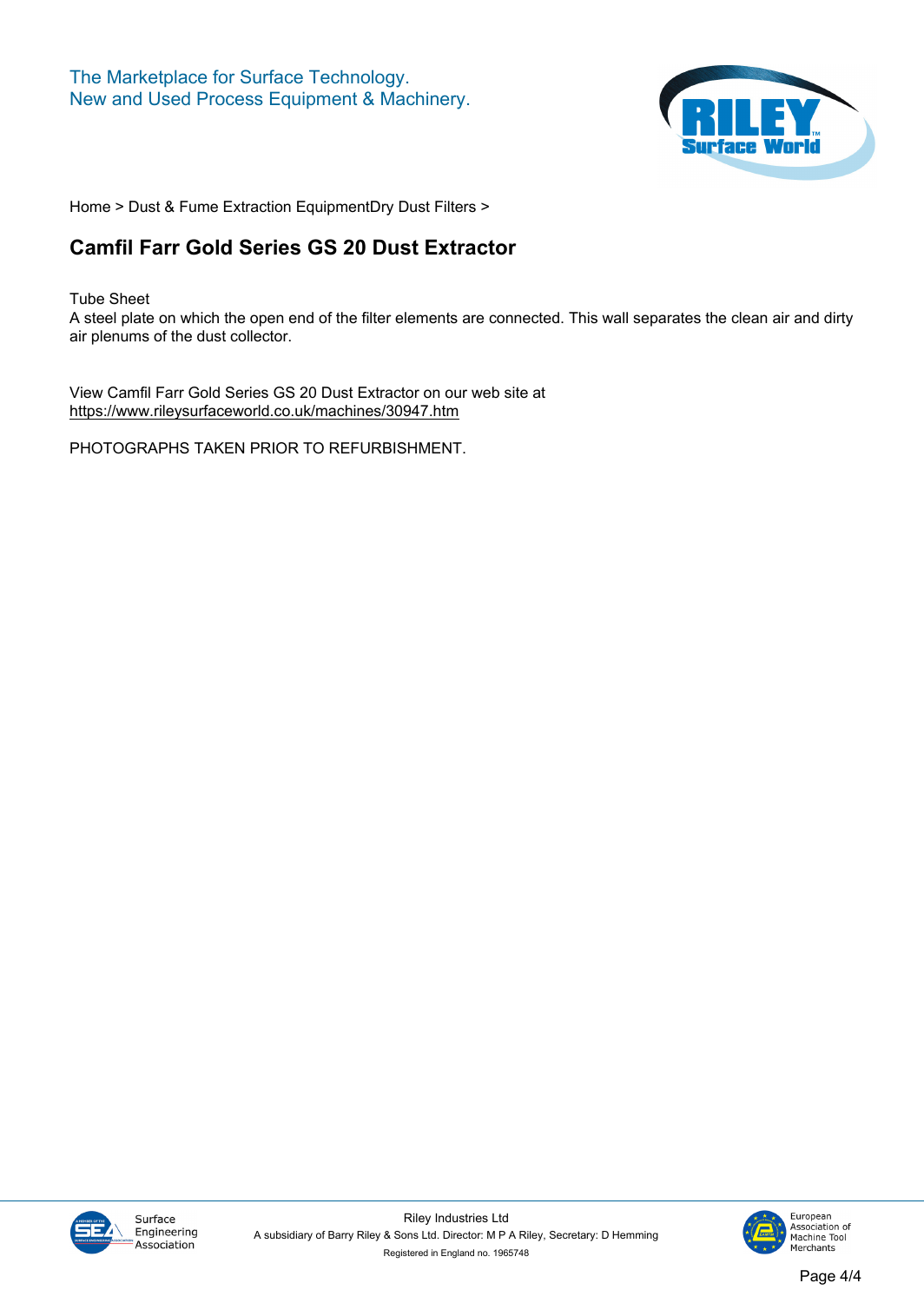Home > Dust & Fume Extraction EquipmentDry Dust Filters >

## Camfil Farr Gold Series GS 20 Dust Extractor

Tube Sheet
A steel plate on which the open end of the filter elements are connected. This wall separates the clean air and dirty air plenums of the dust collector.

View Camfil Farr Gold Series GS 20 Dust Extractor on our web site at https://www.rileysurfaceworld.co.uk/machines/30947.htm

PHOTOGRAPHS TAKEN PRIOR TO REFURBISHMENT.